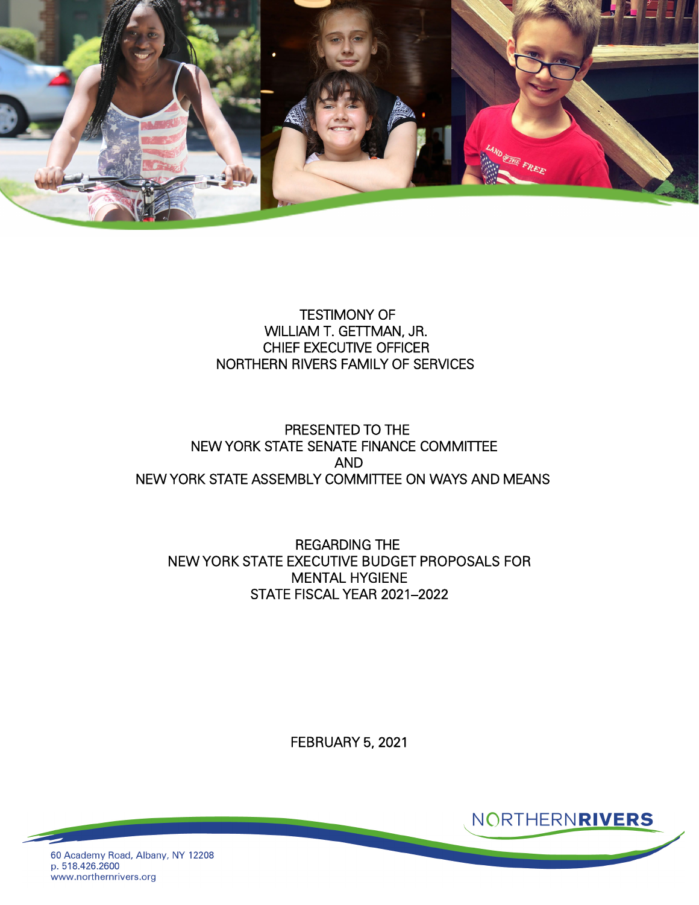TESTIMONY OF
WILLIAM T. GETTMAN, JR.
CHIEF EXECUTIVE OFFICER
NORTHERN RIVERS FAMILY OF SERVICES

PRESENTED TO THE
NEW YORK STATE SENATE FINANCE COMMITTEE
AND
NEW YORK STATE ASSEMBLY COMMITTEE ON WAYS AND MEANS

REGARDING THE
NEW YORK STATE EXECUTIVE BUDGET PROPOSALS FOR
MENTAL HYGIENE
STATE FISCAL YEAR 2021–2022

FEBRUARY 5, 2021

NORTHERNRIVERS

60 Academy Road, Albany, NY 12208
p. 518.426.2600
www.northernrivers.org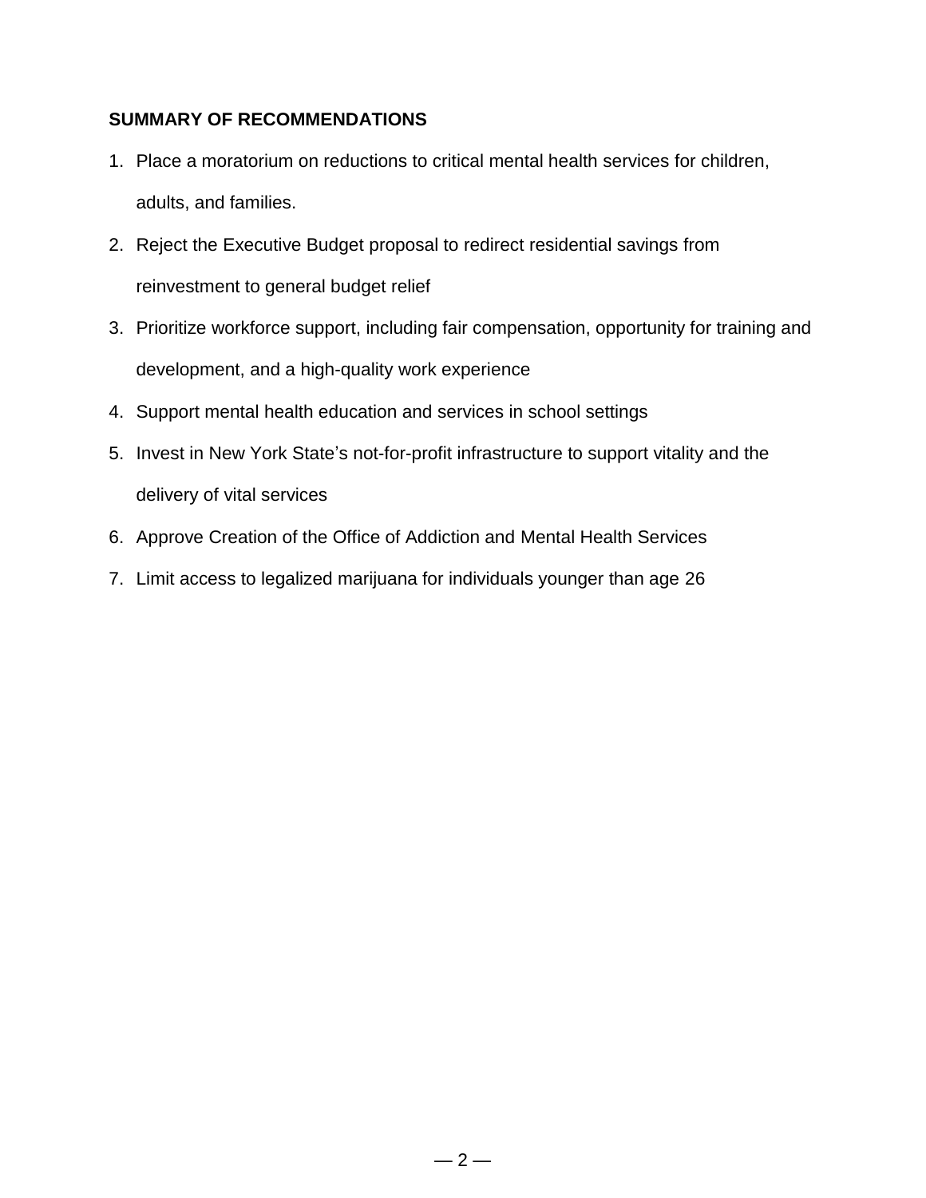## SUMMARY OF RECOMMENDATIONS

1. Place a moratorium on reductions to critical mental health services for children, adults, and families.
2. Reject the Executive Budget proposal to redirect residential savings from reinvestment to general budget relief
3. Prioritize workforce support, including fair compensation, opportunity for training and development, and a high-quality work experience
4. Support mental health education and services in school settings
5. Invest in New York State's not-for-profit infrastructure to support vitality and the delivery of vital services
6. Approve Creation of the Office of Addiction and Mental Health Services
7. Limit access to legalized marijuana for individuals younger than age 26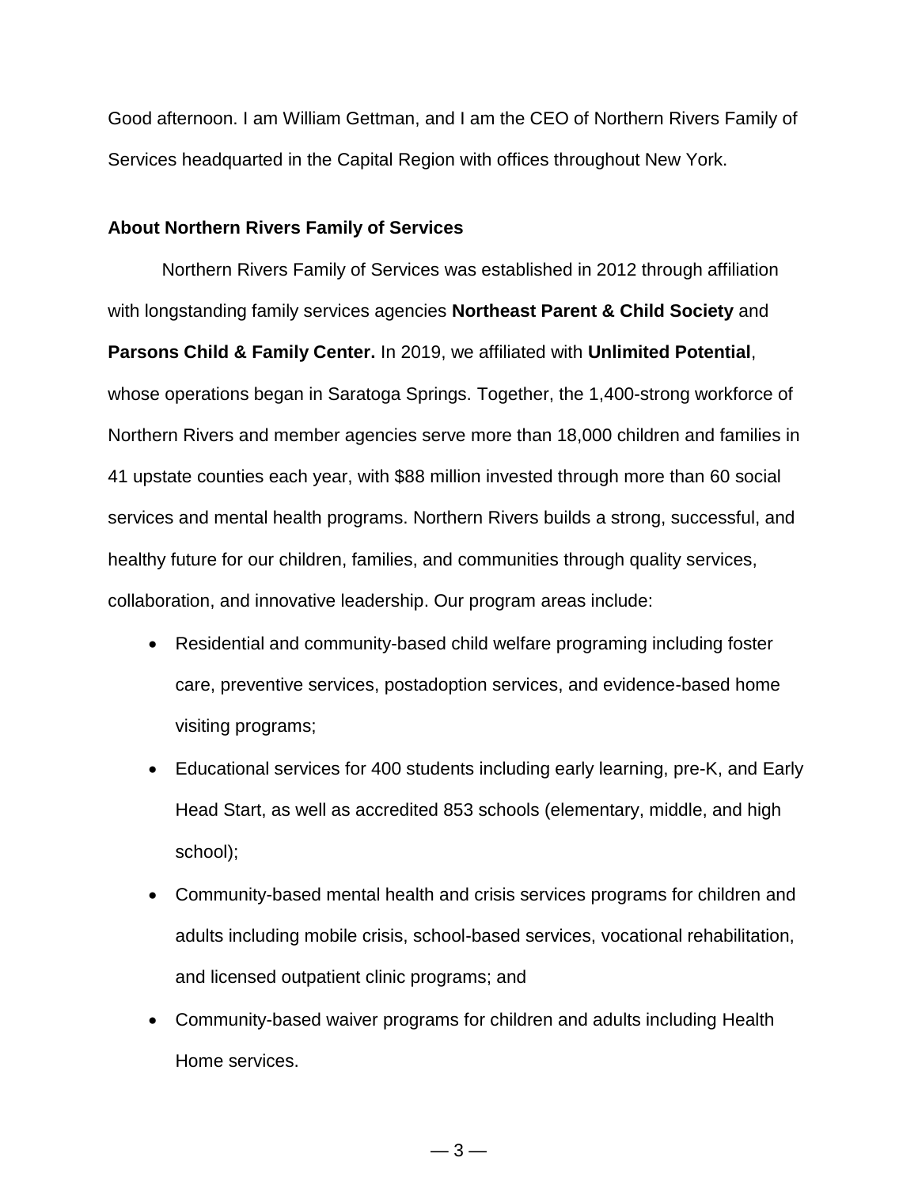Good afternoon. I am William Gettman, and I am the CEO of Northern Rivers Family of Services headquarted in the Capital Region with offices throughout New York.

**About Northern Rivers Family of Services**

Northern Rivers Family of Services was established in 2012 through affiliation with longstanding family services agencies **Northeast Parent & Child Society** and **Parsons Child & Family Center.** In 2019, we affiliated with **Unlimited Potential**, whose operations began in Saratoga Springs. Together, the 1,400-strong workforce of Northern Rivers and member agencies serve more than 18,000 children and families in 41 upstate counties each year, with $88 million invested through more than 60 social services and mental health programs. Northern Rivers builds a strong, successful, and healthy future for our children, families, and communities through quality services, collaboration, and innovative leadership. Our program areas include:

- Residential and community-based child welfare programing including foster care, preventive services, postadoption services, and evidence-based home visiting programs;
- Educational services for 400 students including early learning, pre-K, and Early Head Start, as well as accredited 853 schools (elementary, middle, and high school);
- Community-based mental health and crisis services programs for children and adults including mobile crisis, school-based services, vocational rehabilitation, and licensed outpatient clinic programs; and
- Community-based waiver programs for children and adults including Health Home services.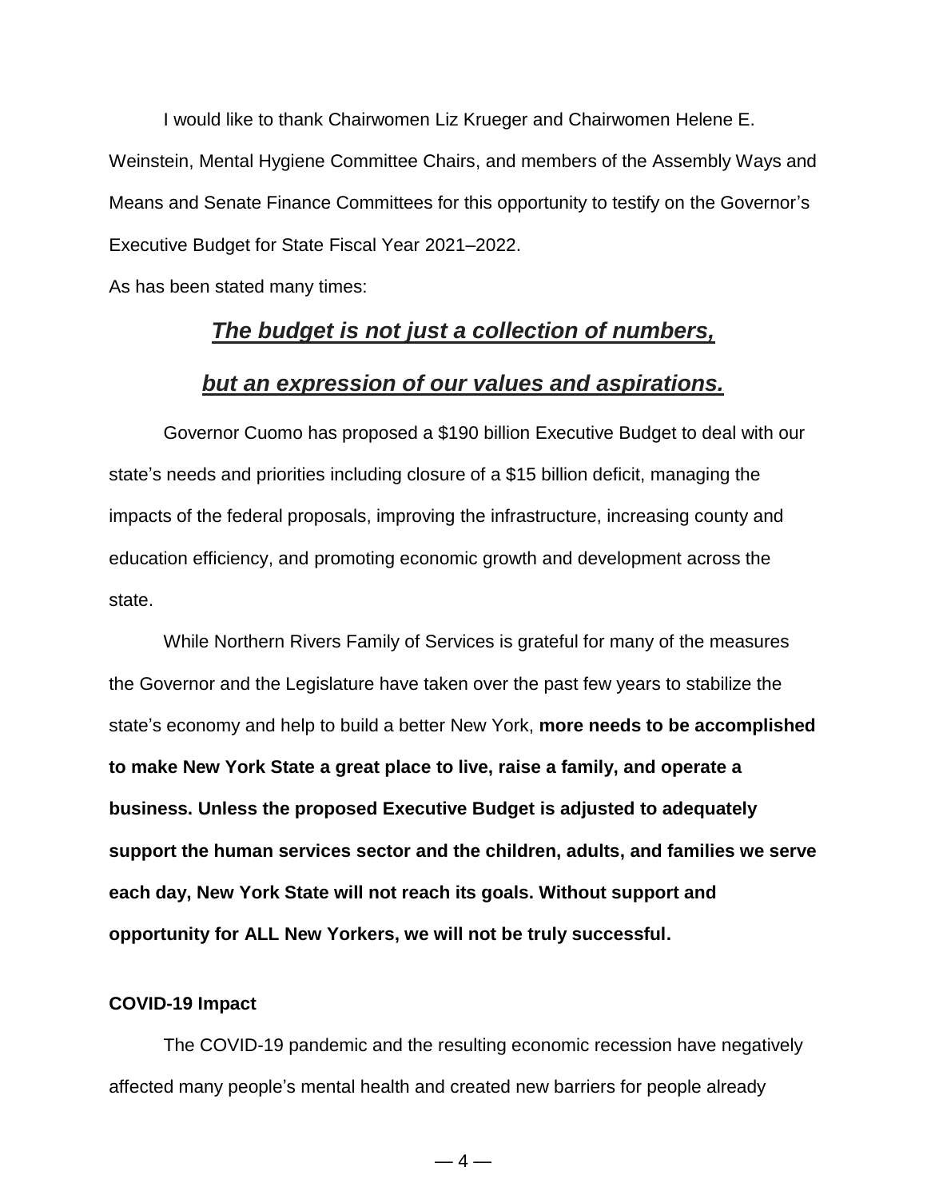I would like to thank Chairwomen Liz Krueger and Chairwomen Helene E. Weinstein, Mental Hygiene Committee Chairs, and members of the Assembly Ways and Means and Senate Finance Committees for this opportunity to testify on the Governor's Executive Budget for State Fiscal Year 2021–2022.

As has been stated many times:

***<u>The budget is not just a collection of numbers,</u>***

***<u>but an expression of our values and aspirations.</u>***

Governor Cuomo has proposed a $190 billion Executive Budget to deal with our state's needs and priorities including closure of a $15 billion deficit, managing the impacts of the federal proposals, improving the infrastructure, increasing county and education efficiency, and promoting economic growth and development across the state.

While Northern Rivers Family of Services is grateful for many of the measures the Governor and the Legislature have taken over the past few years to stabilize the state's economy and help to build a better New York, **more needs to be accomplished to make New York State a great place to live, raise a family, and operate a business. Unless the proposed Executive Budget is adjusted to adequately support the human services sector and the children, adults, and families we serve each day, New York State will not reach its goals. Without support and opportunity for ALL New Yorkers, we will not be truly successful.**

**COVID-19 Impact**

The COVID-19 pandemic and the resulting economic recession have negatively affected many people's mental health and created new barriers for people already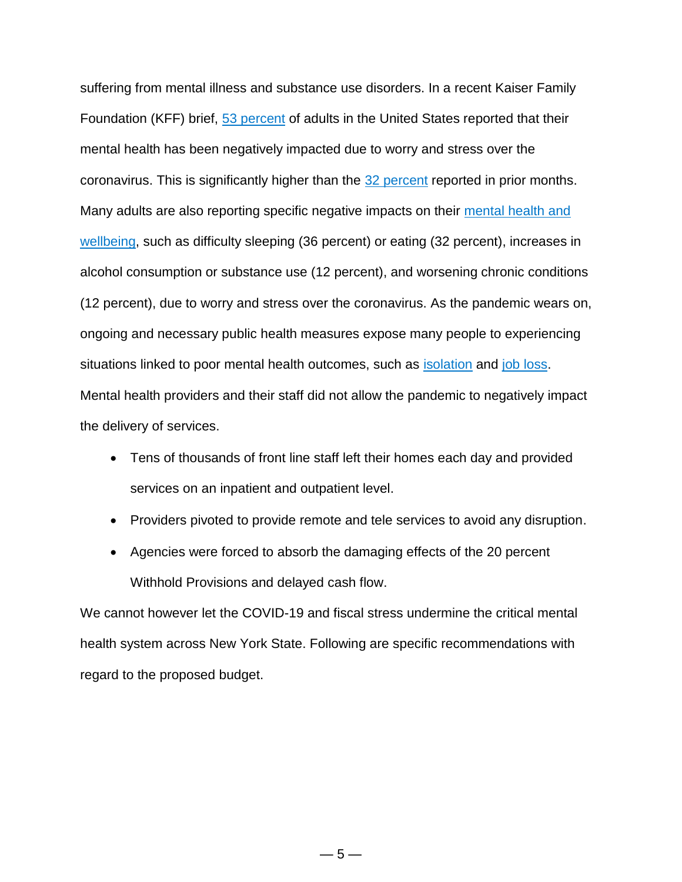suffering from mental illness and substance use disorders. In a recent Kaiser Family Foundation (KFF) brief, 53 percent of adults in the United States reported that their mental health has been negatively impacted due to worry and stress over the coronavirus. This is significantly higher than the 32 percent reported in prior months. Many adults are also reporting specific negative impacts on their mental health and wellbeing, such as difficulty sleeping (36 percent) or eating (32 percent), increases in alcohol consumption or substance use (12 percent), and worsening chronic conditions (12 percent), due to worry and stress over the coronavirus. As the pandemic wears on, ongoing and necessary public health measures expose many people to experiencing situations linked to poor mental health outcomes, such as isolation and job loss. Mental health providers and their staff did not allow the pandemic to negatively impact the delivery of services.

- Tens of thousands of front line staff left their homes each day and provided services on an inpatient and outpatient level.
- Providers pivoted to provide remote and tele services to avoid any disruption.
- Agencies were forced to absorb the damaging effects of the 20 percent Withhold Provisions and delayed cash flow.

We cannot however let the COVID-19 and fiscal stress undermine the critical mental health system across New York State. Following are specific recommendations with regard to the proposed budget.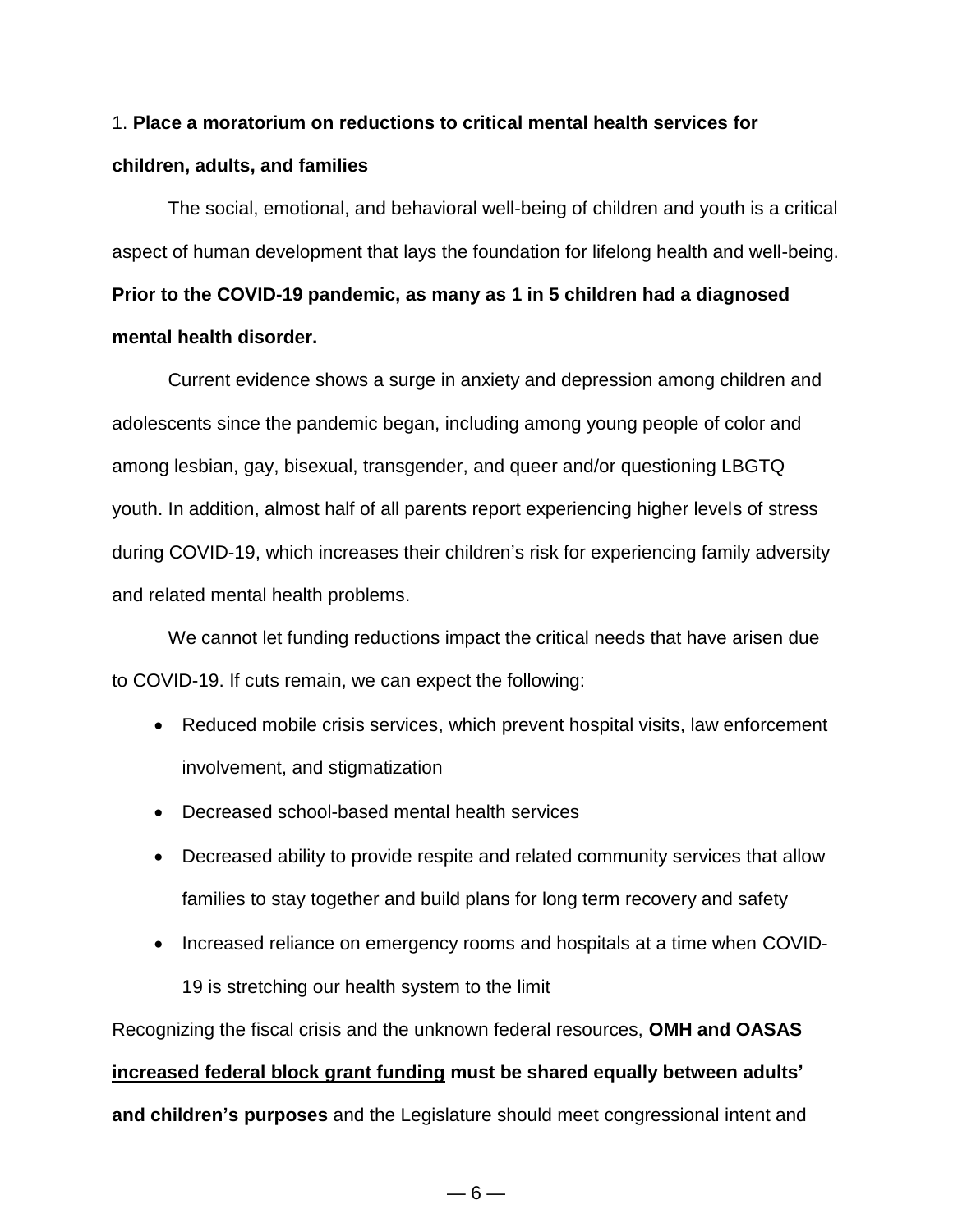1. **Place a moratorium on reductions to critical mental health services for children, adults, and families**

The social, emotional, and behavioral well-being of children and youth is a critical aspect of human development that lays the foundation for lifelong health and well-being. **Prior to the COVID-19 pandemic, as many as 1 in 5 children had a diagnosed mental health disorder.**

Current evidence shows a surge in anxiety and depression among children and adolescents since the pandemic began, including among young people of color and among lesbian, gay, bisexual, transgender, and queer and/or questioning LBGTQ youth. In addition, almost half of all parents report experiencing higher levels of stress during COVID-19, which increases their children's risk for experiencing family adversity and related mental health problems.

We cannot let funding reductions impact the critical needs that have arisen due to COVID-19. If cuts remain, we can expect the following:

- Reduced mobile crisis services, which prevent hospital visits, law enforcement involvement, and stigmatization
- Decreased school-based mental health services
- Decreased ability to provide respite and related community services that allow families to stay together and build plans for long term recovery and safety
- Increased reliance on emergency rooms and hospitals at a time when COVID-19 is stretching our health system to the limit

Recognizing the fiscal crisis and the unknown federal resources, **OMH and OASAS <u>increased federal block grant funding</u> must be shared equally between adults' and children's purposes** and the Legislature should meet congressional intent and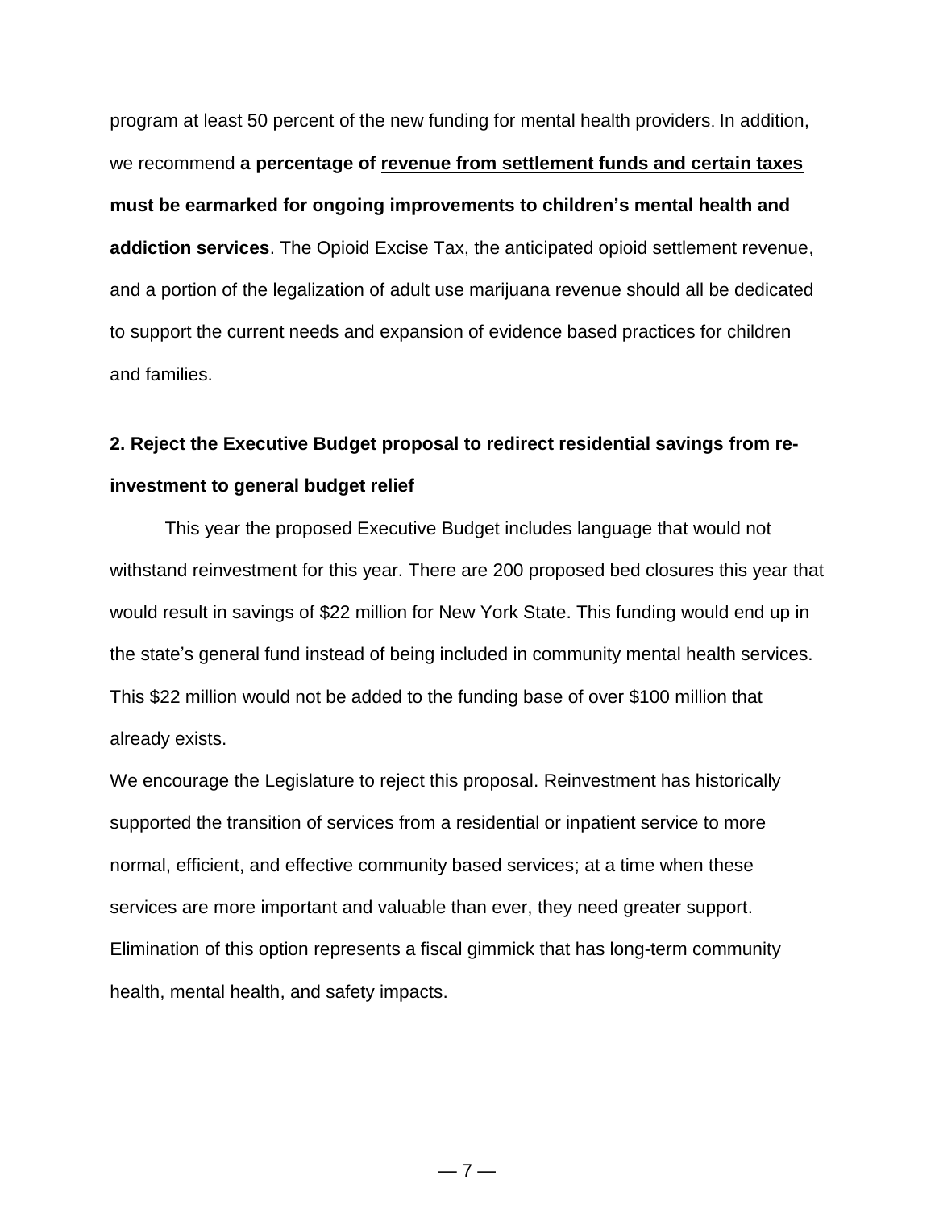program at least 50 percent of the new funding for mental health providers. In addition, we recommend **a percentage of <u>revenue from settlement funds and certain taxes</u> must be earmarked for ongoing improvements to children's mental health and addiction services**. The Opioid Excise Tax, the anticipated opioid settlement revenue, and a portion of the legalization of adult use marijuana revenue should all be dedicated to support the current needs and expansion of evidence based practices for children and families.

**2. Reject the Executive Budget proposal to redirect residential savings from re-investment to general budget relief**

This year the proposed Executive Budget includes language that would not withstand reinvestment for this year. There are 200 proposed bed closures this year that would result in savings of $22 million for New York State. This funding would end up in the state's general fund instead of being included in community mental health services. This $22 million would not be added to the funding base of over $100 million that already exists.

We encourage the Legislature to reject this proposal. Reinvestment has historically supported the transition of services from a residential or inpatient service to more normal, efficient, and effective community based services; at a time when these services are more important and valuable than ever, they need greater support. Elimination of this option represents a fiscal gimmick that has long-term community health, mental health, and safety impacts.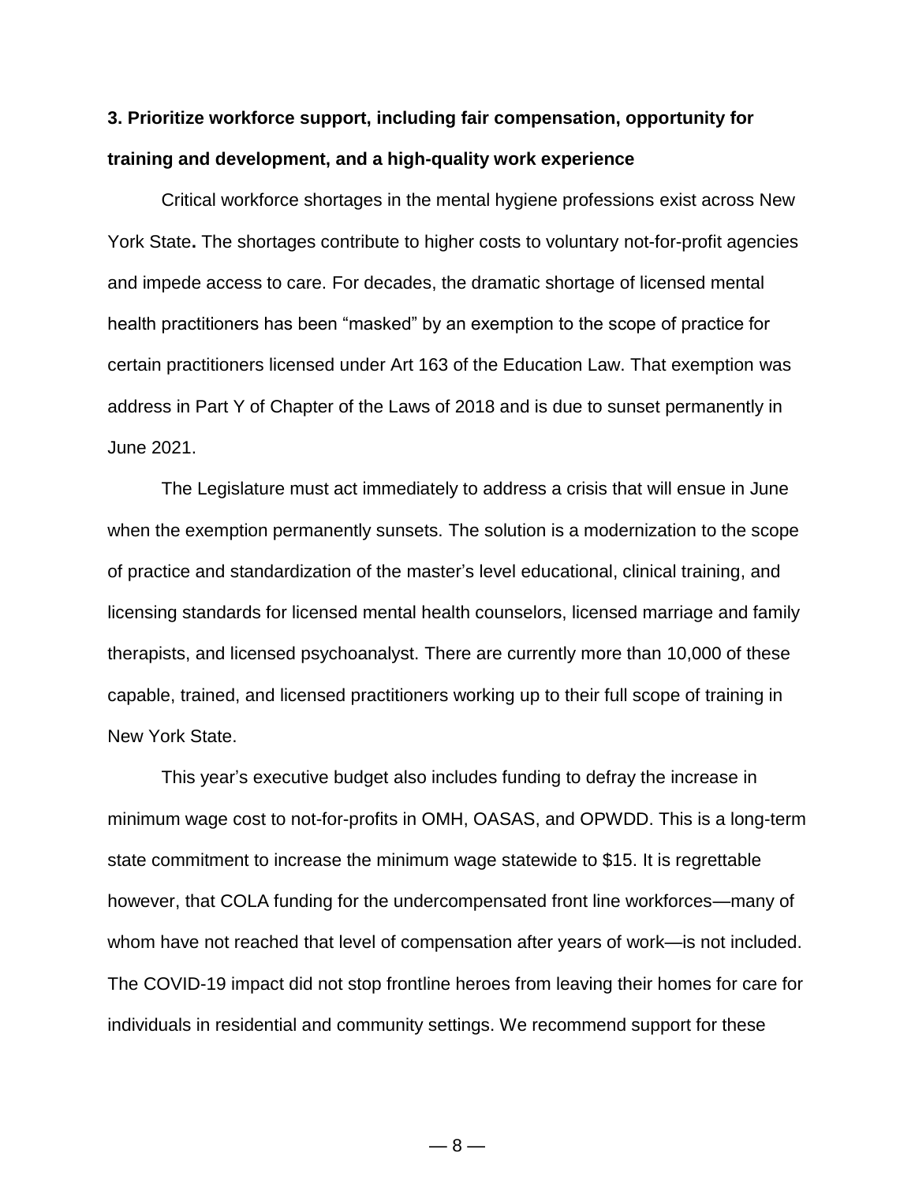**3. Prioritize workforce support, including fair compensation, opportunity for training and development, and a high-quality work experience**

Critical workforce shortages in the mental hygiene professions exist across New York State**.** The shortages contribute to higher costs to voluntary not-for-profit agencies and impede access to care. For decades, the dramatic shortage of licensed mental health practitioners has been "masked" by an exemption to the scope of practice for certain practitioners licensed under Art 163 of the Education Law. That exemption was address in Part Y of Chapter of the Laws of 2018 and is due to sunset permanently in June 2021.

The Legislature must act immediately to address a crisis that will ensue in June when the exemption permanently sunsets. The solution is a modernization to the scope of practice and standardization of the master's level educational, clinical training, and licensing standards for licensed mental health counselors, licensed marriage and family therapists, and licensed psychoanalyst. There are currently more than 10,000 of these capable, trained, and licensed practitioners working up to their full scope of training in New York State.

This year's executive budget also includes funding to defray the increase in minimum wage cost to not-for-profits in OMH, OASAS, and OPWDD. This is a long-term state commitment to increase the minimum wage statewide to $15. It is regrettable however, that COLA funding for the undercompensated front line workforces—many of whom have not reached that level of compensation after years of work—is not included. The COVID-19 impact did not stop frontline heroes from leaving their homes for care for individuals in residential and community settings. We recommend support for these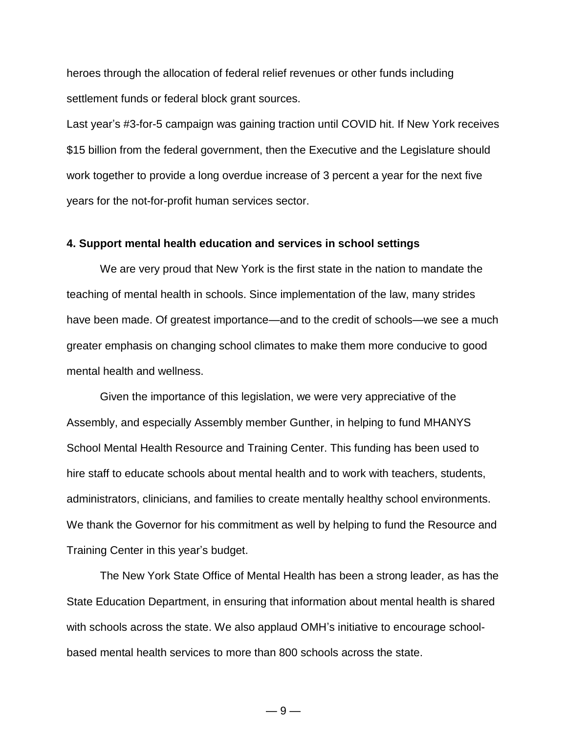heroes through the allocation of federal relief revenues or other funds including settlement funds or federal block grant sources.

Last year's #3-for-5 campaign was gaining traction until COVID hit. If New York receives $15 billion from the federal government, then the Executive and the Legislature should work together to provide a long overdue increase of 3 percent a year for the next five years for the not-for-profit human services sector.

**4. Support mental health education and services in school settings**

We are very proud that New York is the first state in the nation to mandate the teaching of mental health in schools. Since implementation of the law, many strides have been made. Of greatest importance—and to the credit of schools—we see a much greater emphasis on changing school climates to make them more conducive to good mental health and wellness.

Given the importance of this legislation, we were very appreciative of the Assembly, and especially Assembly member Gunther, in helping to fund MHANYS School Mental Health Resource and Training Center. This funding has been used to hire staff to educate schools about mental health and to work with teachers, students, administrators, clinicians, and families to create mentally healthy school environments. We thank the Governor for his commitment as well by helping to fund the Resource and Training Center in this year's budget.

The New York State Office of Mental Health has been a strong leader, as has the State Education Department, in ensuring that information about mental health is shared with schools across the state. We also applaud OMH's initiative to encourage school-based mental health services to more than 800 schools across the state.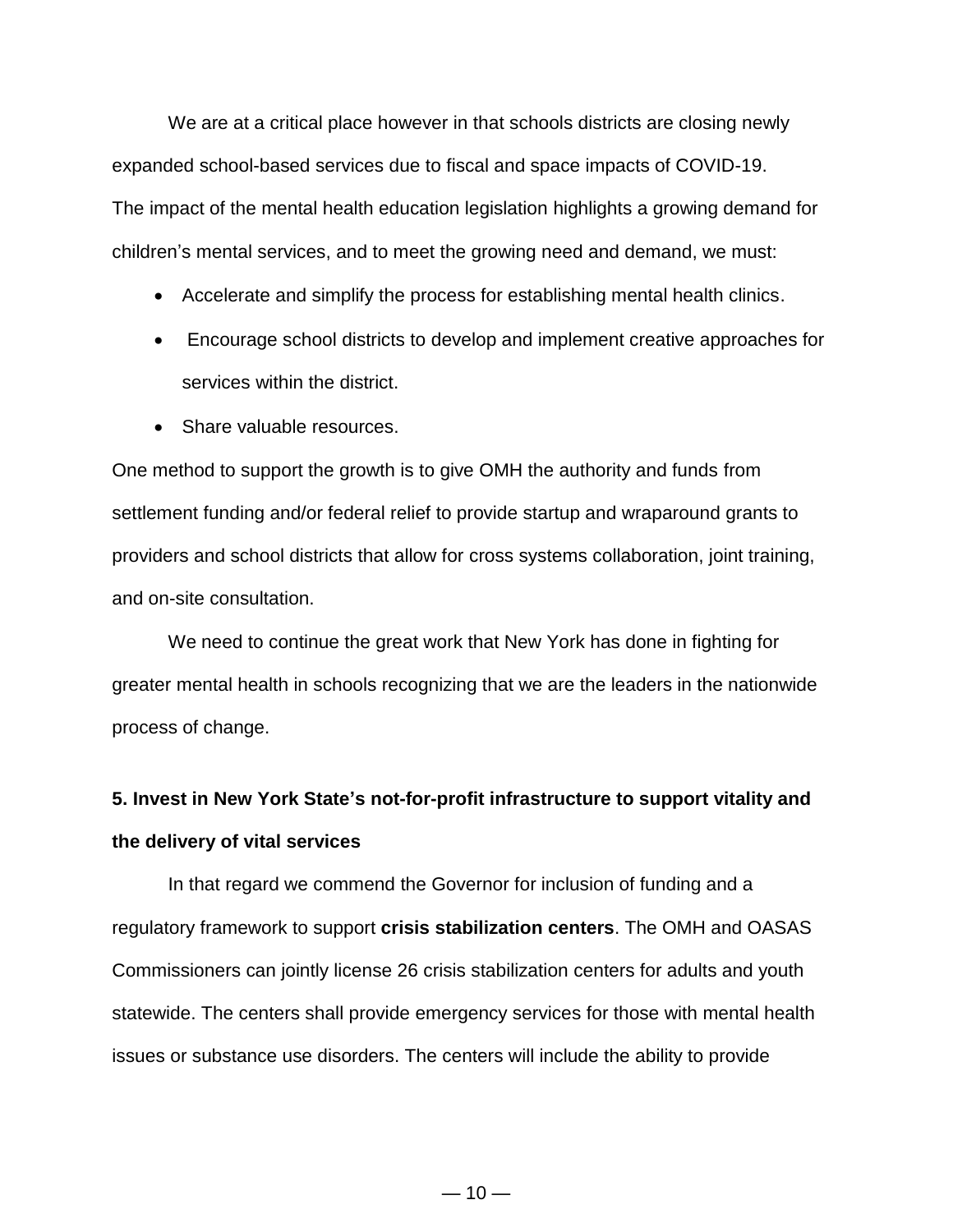We are at a critical place however in that schools districts are closing newly expanded school-based services due to fiscal and space impacts of COVID-19. The impact of the mental health education legislation highlights a growing demand for children's mental services, and to meet the growing need and demand, we must:

- Accelerate and simplify the process for establishing mental health clinics.
- Encourage school districts to develop and implement creative approaches for services within the district.
- Share valuable resources.

One method to support the growth is to give OMH the authority and funds from settlement funding and/or federal relief to provide startup and wraparound grants to providers and school districts that allow for cross systems collaboration, joint training, and on-site consultation.

We need to continue the great work that New York has done in fighting for greater mental health in schools recognizing that we are the leaders in the nationwide process of change.

**5. Invest in New York State's not-for-profit infrastructure to support vitality and the delivery of vital services**

In that regard we commend the Governor for inclusion of funding and a regulatory framework to support **crisis stabilization centers**. The OMH and OASAS Commissioners can jointly license 26 crisis stabilization centers for adults and youth statewide. The centers shall provide emergency services for those with mental health issues or substance use disorders. The centers will include the ability to provide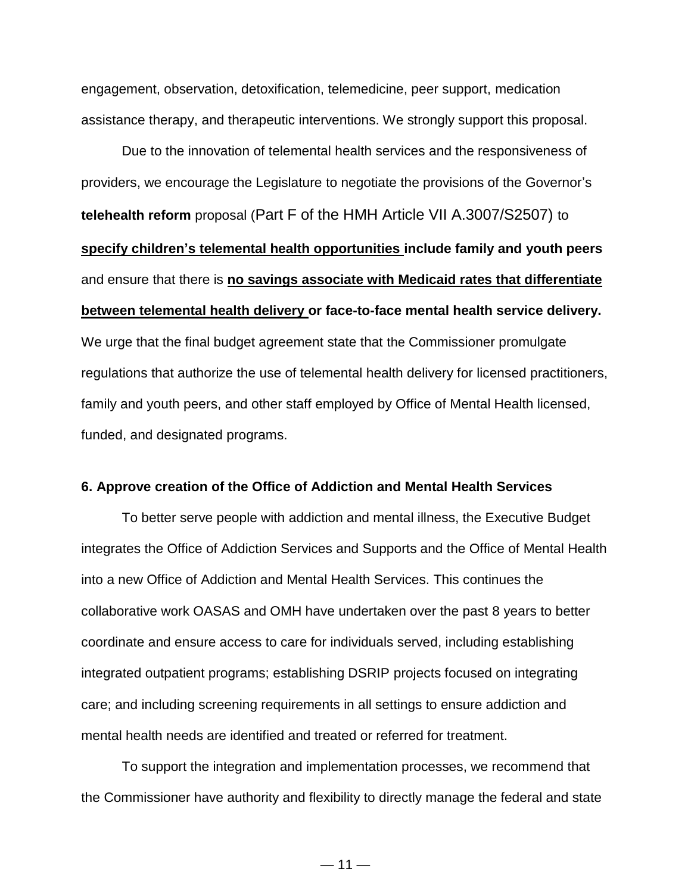engagement, observation, detoxification, telemedicine, peer support, medication assistance therapy, and therapeutic interventions. We strongly support this proposal.

Due to the innovation of telemental health services and the responsiveness of providers, we encourage the Legislature to negotiate the provisions of the Governor's **telehealth reform** proposal (Part F of the HMH Article VII A.3007/S2507) to **<u>specify children's telemental health opportunities</u> include family and youth peers** and ensure that there is **<u>no savings associate with Medicaid rates that differentiate between telemental health delivery</u> or face-to-face mental health service delivery.** We urge that the final budget agreement state that the Commissioner promulgate regulations that authorize the use of telemental health delivery for licensed practitioners, family and youth peers, and other staff employed by Office of Mental Health licensed, funded, and designated programs.

### 6. Approve creation of the Office of Addiction and Mental Health Services

To better serve people with addiction and mental illness, the Executive Budget integrates the Office of Addiction Services and Supports and the Office of Mental Health into a new Office of Addiction and Mental Health Services. This continues the collaborative work OASAS and OMH have undertaken over the past 8 years to better coordinate and ensure access to care for individuals served, including establishing integrated outpatient programs; establishing DSRIP projects focused on integrating care; and including screening requirements in all settings to ensure addiction and mental health needs are identified and treated or referred for treatment.

To support the integration and implementation processes, we recommend that the Commissioner have authority and flexibility to directly manage the federal and state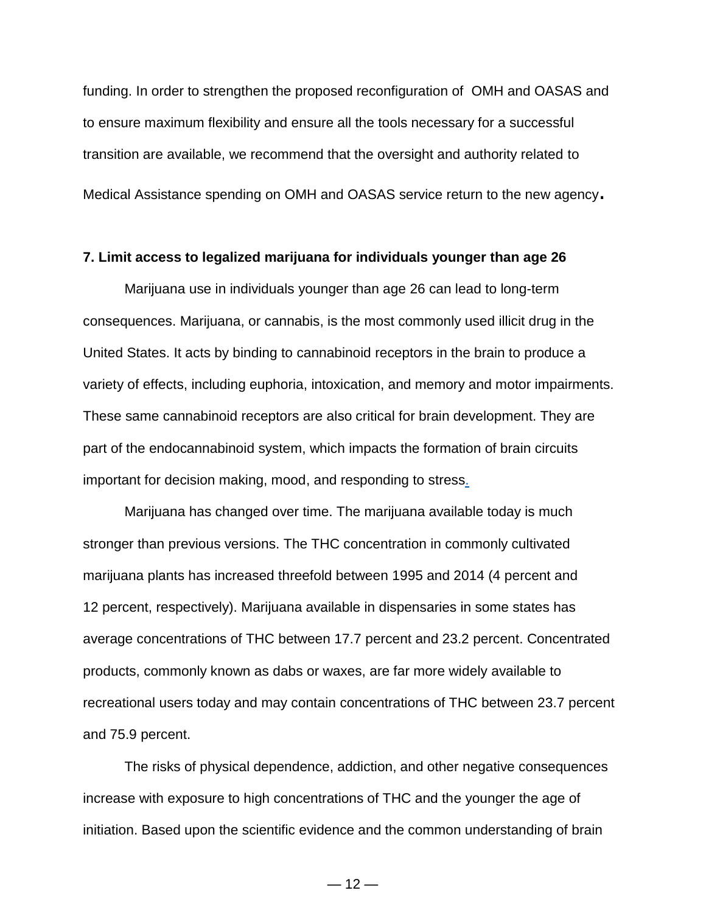funding. In order to strengthen the proposed reconfiguration of OMH and OASAS and to ensure maximum flexibility and ensure all the tools necessary for a successful transition are available, we recommend that the oversight and authority related to Medical Assistance spending on OMH and OASAS service return to the new agency.

**7. Limit access to legalized marijuana for individuals younger than age 26**

Marijuana use in individuals younger than age 26 can lead to long-term consequences. Marijuana, or cannabis, is the most commonly used illicit drug in the United States. It acts by binding to cannabinoid receptors in the brain to produce a variety of effects, including euphoria, intoxication, and memory and motor impairments. These same cannabinoid receptors are also critical for brain development. They are part of the endocannabinoid system, which impacts the formation of brain circuits important for decision making, mood, and responding to stress.

Marijuana has changed over time. The marijuana available today is much stronger than previous versions. The THC concentration in commonly cultivated marijuana plants has increased threefold between 1995 and 2014 (4 percent and 12 percent, respectively). Marijuana available in dispensaries in some states has average concentrations of THC between 17.7 percent and 23.2 percent. Concentrated products, commonly known as dabs or waxes, are far more widely available to recreational users today and may contain concentrations of THC between 23.7 percent and 75.9 percent.

The risks of physical dependence, addiction, and other negative consequences increase with exposure to high concentrations of THC and the younger the age of initiation. Based upon the scientific evidence and the common understanding of brain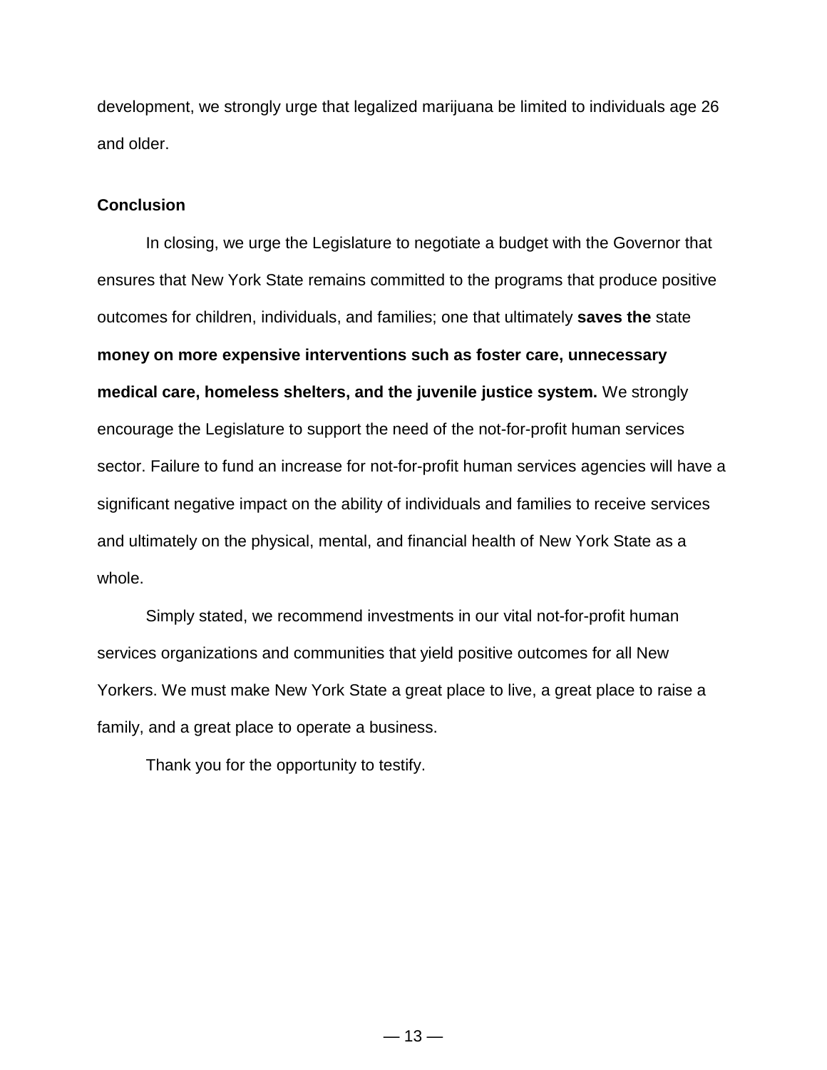development, we strongly urge that legalized marijuana be limited to individuals age 26 and older.

**Conclusion**

In closing, we urge the Legislature to negotiate a budget with the Governor that ensures that New York State remains committed to the programs that produce positive outcomes for children, individuals, and families; one that ultimately **saves the** state **money on more expensive interventions such as foster care, unnecessary medical care, homeless shelters, and the juvenile justice system.** We strongly encourage the Legislature to support the need of the not-for-profit human services sector. Failure to fund an increase for not-for-profit human services agencies will have a significant negative impact on the ability of individuals and families to receive services and ultimately on the physical, mental, and financial health of New York State as a whole.

Simply stated, we recommend investments in our vital not-for-profit human services organizations and communities that yield positive outcomes for all New Yorkers. We must make New York State a great place to live, a great place to raise a family, and a great place to operate a business.

Thank you for the opportunity to testify.